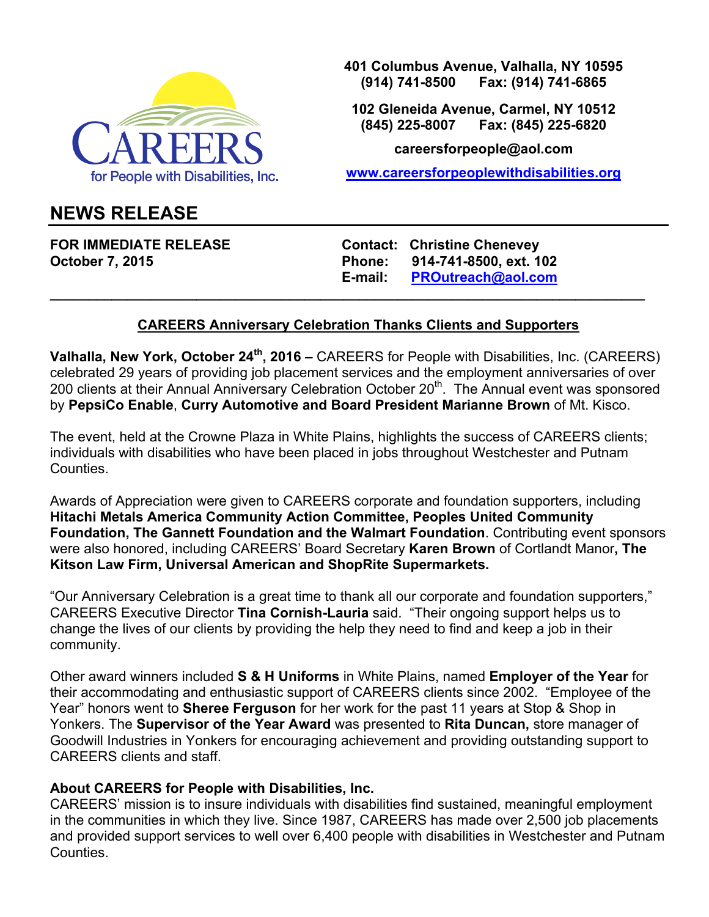CAREERS for People with Disabilities, Inc.

**401 Columbus Avenue, Valhalla, NY 10595**
**(914) 741-8500 Fax: (914) 741-6865**

**102 Gleneida Avenue, Carmel, NY 10512**
**(845) 225-8007 Fax: (845) 225-6820**

**careersforpeople@aol.com**

**www.careersforpeoplewithdisabilities.org**

# NEWS RELEASE

**FOR IMMEDIATE RELEASE**
**October 7, 2015**

**Contact: Christine Chenevey**
**Phone: 914-741-8500, ext. 102**
**E-mail: PROutreach@aol.com**

---

## CAREERS Anniversary Celebration Thanks Clients and Supporters

**Valhalla, New York, October 24th, 2016 –** CAREERS for People with Disabilities, Inc. (CAREERS) celebrated 29 years of providing job placement services and the employment anniversaries of over 200 clients at their Annual Anniversary Celebration October 20th. The Annual event was sponsored by **PepsiCo Enable**, **Curry Automotive and Board President Marianne Brown** of Mt. Kisco.

The event, held at the Crowne Plaza in White Plains, highlights the success of CAREERS clients; individuals with disabilities who have been placed in jobs throughout Westchester and Putnam Counties.

Awards of Appreciation were given to CAREERS corporate and foundation supporters, including **Hitachi Metals America Community Action Committee, Peoples United Community Foundation, The Gannett Foundation and the Walmart Foundation**. Contributing event sponsors were also honored, including CAREERS' Board Secretary **Karen Brown** of Cortlandt Manor**, The Kitson Law Firm, Universal American and ShopRite Supermarkets.**

"Our Anniversary Celebration is a great time to thank all our corporate and foundation supporters," CAREERS Executive Director **Tina Cornish-Lauria** said. "Their ongoing support helps us to change the lives of our clients by providing the help they need to find and keep a job in their community.

Other award winners included **S & H Uniforms** in White Plains, named **Employer of the Year** for their accommodating and enthusiastic support of CAREERS clients since 2002. "Employee of the Year" honors went to **Sheree Ferguson** for her work for the past 11 years at Stop & Shop in Yonkers. The **Supervisor of the Year Award** was presented to **Rita Duncan,** store manager of Goodwill Industries in Yonkers for encouraging achievement and providing outstanding support to CAREERS clients and staff.

**About CAREERS for People with Disabilities, Inc.**
CAREERS' mission is to insure individuals with disabilities find sustained, meaningful employment in the communities in which they live. Since 1987, CAREERS has made over 2,500 job placements and provided support services to well over 6,400 people with disabilities in Westchester and Putnam Counties.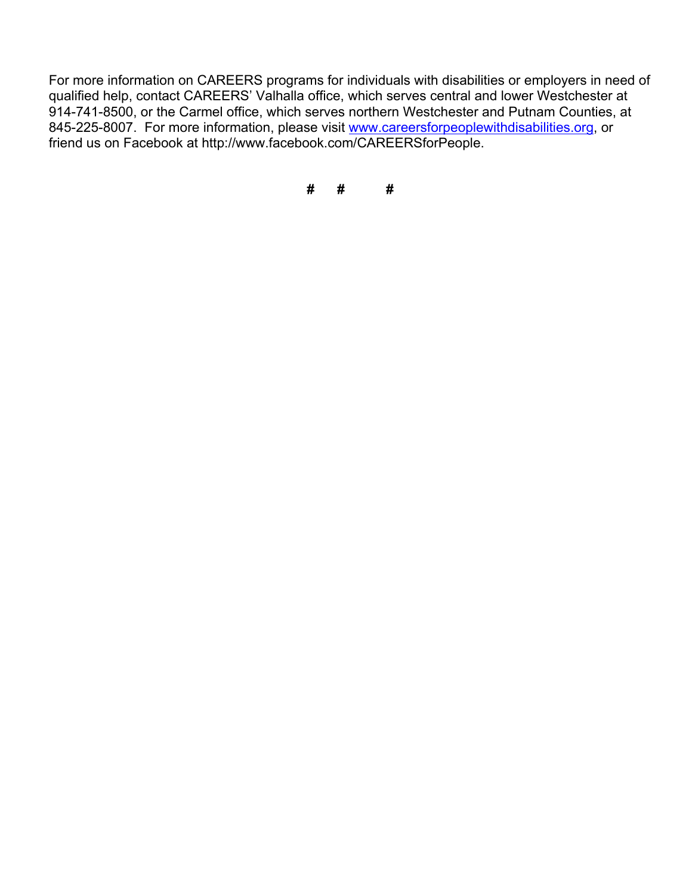For more information on CAREERS programs for individuals with disabilities or employers in need of qualified help, contact CAREERS' Valhalla office, which serves central and lower Westchester at 914-741-8500, or the Carmel office, which serves northern Westchester and Putnam Counties, at 845-225-8007. For more information, please visit www.careersforpeoplewithdisabilities.org, or friend us on Facebook at http://www.facebook.com/CAREERSforPeople.

**# # #**